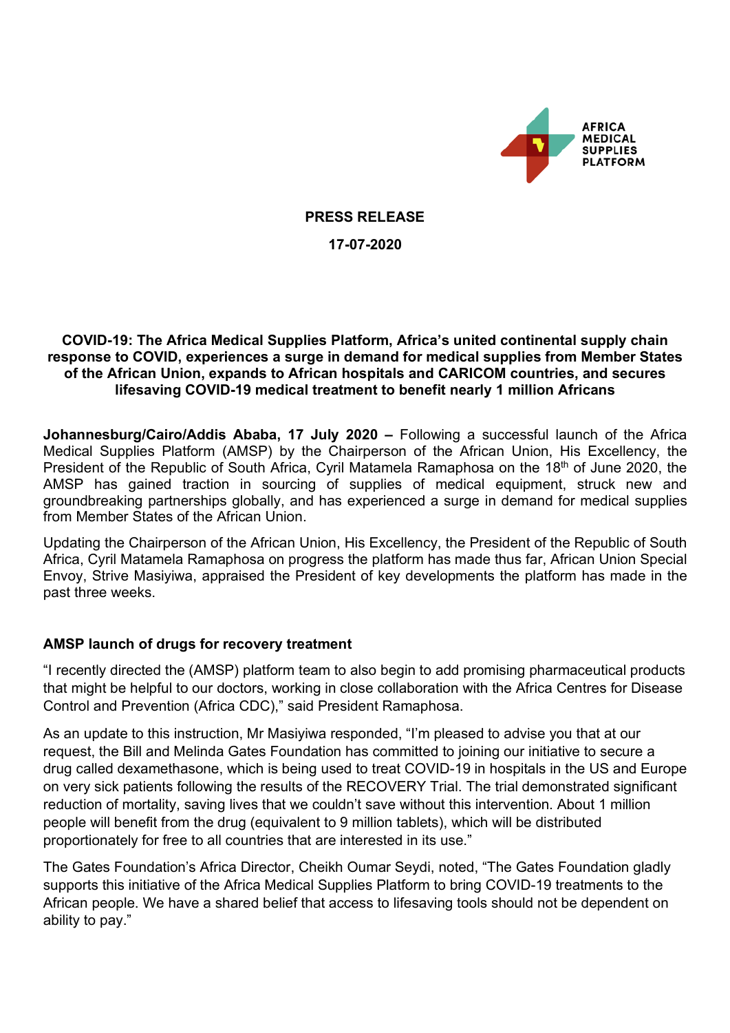AFRICA MEDICAL SUPPLIES PLATFORM

**PRESS RELEASE**

**17-07-2020**

## COVID-19: The Africa Medical Supplies Platform, Africa's united continental supply chain response to COVID, experiences a surge in demand for medical supplies from Member States of the African Union, expands to African hospitals and CARICOM countries, and secures lifesaving COVID-19 medical treatment to benefit nearly 1 million Africans

**Johannesburg/Cairo/Addis Ababa, 17 July 2020 –** Following a successful launch of the Africa Medical Supplies Platform (AMSP) by the Chairperson of the African Union, His Excellency, the President of the Republic of South Africa, Cyril Matamela Ramaphosa on the 18th of June 2020, the AMSP has gained traction in sourcing of supplies of medical equipment, struck new and groundbreaking partnerships globally, and has experienced a surge in demand for medical supplies from Member States of the African Union.

Updating the Chairperson of the African Union, His Excellency, the President of the Republic of South Africa, Cyril Matamela Ramaphosa on progress the platform has made thus far, African Union Special Envoy, Strive Masiyiwa, appraised the President of key developments the platform has made in the past three weeks.

### AMSP launch of drugs for recovery treatment

"I recently directed the (AMSP) platform team to also begin to add promising pharmaceutical products that might be helpful to our doctors, working in close collaboration with the Africa Centres for Disease Control and Prevention (Africa CDC)," said President Ramaphosa.

As an update to this instruction, Mr Masiyiwa responded, "I'm pleased to advise you that at our request, the Bill and Melinda Gates Foundation has committed to joining our initiative to secure a drug called dexamethasone, which is being used to treat COVID-19 in hospitals in the US and Europe on very sick patients following the results of the RECOVERY Trial. The trial demonstrated significant reduction of mortality, saving lives that we couldn't save without this intervention. About 1 million people will benefit from the drug (equivalent to 9 million tablets), which will be distributed proportionately for free to all countries that are interested in its use."

The Gates Foundation's Africa Director, Cheikh Oumar Seydi, noted, "The Gates Foundation gladly supports this initiative of the Africa Medical Supplies Platform to bring COVID-19 treatments to the African people. We have a shared belief that access to lifesaving tools should not be dependent on ability to pay."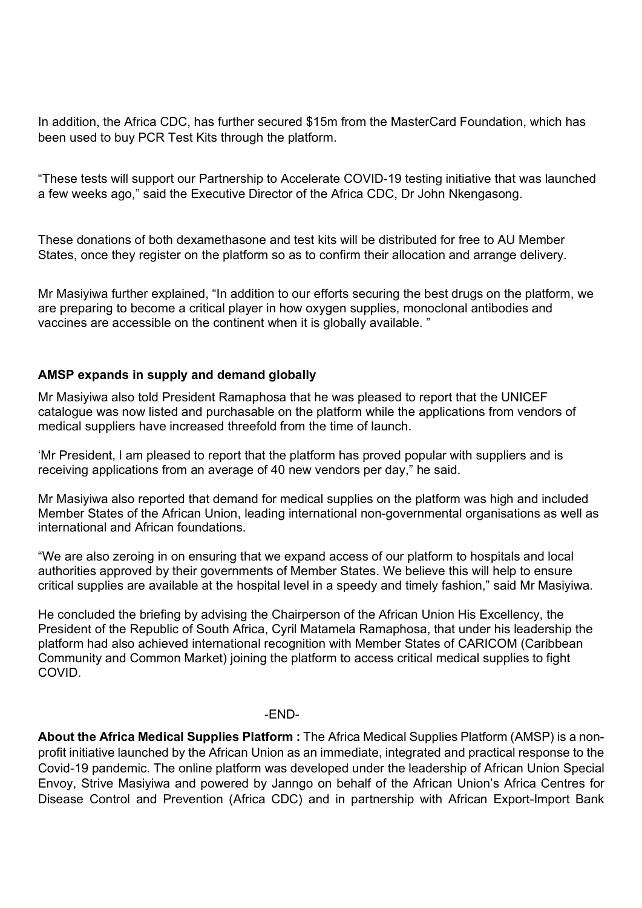In addition, the Africa CDC, has further secured $15m from the MasterCard Foundation, which has been used to buy PCR Test Kits through the platform.

“These tests will support our Partnership to Accelerate COVID-19 testing initiative that was launched a few weeks ago,” said the Executive Director of the Africa CDC, Dr John Nkengasong.

These donations of both dexamethasone and test kits will be distributed for free to AU Member States, once they register on the platform so as to confirm their allocation and arrange delivery.

Mr Masiyiwa further explained, “In addition to our efforts securing the best drugs on the platform, we are preparing to become a critical player in how oxygen supplies, monoclonal antibodies and vaccines are accessible on the continent when it is globally available. ”

**AMSP expands in supply and demand globally**

Mr Masiyiwa also told President Ramaphosa that he was pleased to report that the UNICEF catalogue was now listed and purchasable on the platform while the applications from vendors of medical suppliers have increased threefold from the time of launch.

‘Mr President, I am pleased to report that the platform has proved popular with suppliers and is receiving applications from an average of 40 new vendors per day,” he said.

Mr Masiyiwa also reported that demand for medical supplies on the platform was high and included Member States of the African Union, leading international non-governmental organisations as well as international and African foundations.

“We are also zeroing in on ensuring that we expand access of our platform to hospitals and local authorities approved by their governments of Member States. We believe this will help to ensure critical supplies are available at the hospital level in a speedy and timely fashion,” said Mr Masiyiwa.

He concluded the briefing by advising the Chairperson of the African Union His Excellency, the President of the Republic of South Africa, Cyril Matamela Ramaphosa, that under his leadership the platform had also achieved international recognition with Member States of CARICOM (Caribbean Community and Common Market) joining the platform to access critical medical supplies to fight COVID.

-END-

**About the Africa Medical Supplies Platform :** The Africa Medical Supplies Platform (AMSP) is a non-profit initiative launched by the African Union as an immediate, integrated and practical response to the Covid-19 pandemic. The online platform was developed under the leadership of African Union Special Envoy, Strive Masiyiwa and powered by Janngo on behalf of the African Union’s Africa Centres for Disease Control and Prevention (Africa CDC) and in partnership with African Export-Import Bank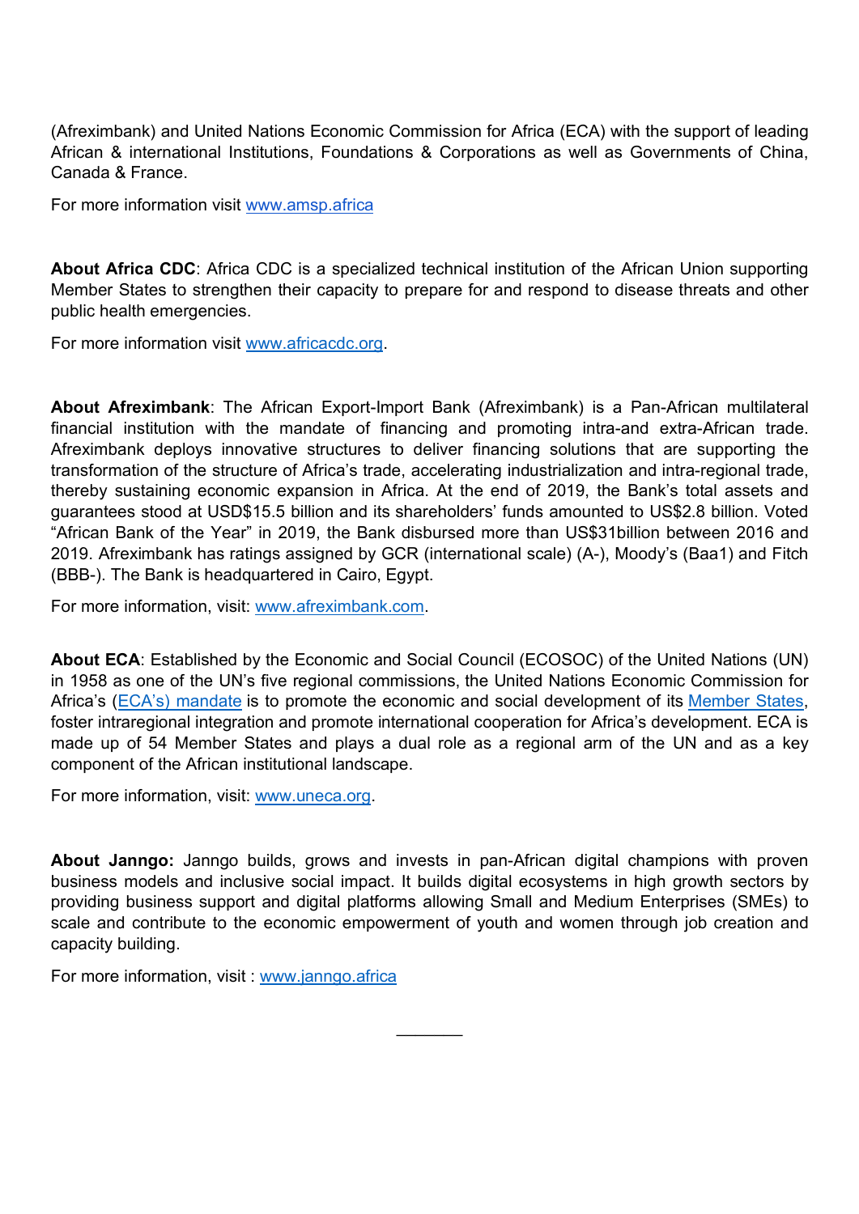(Afreximbank) and United Nations Economic Commission for Africa (ECA) with the support of leading African & international Institutions, Foundations & Corporations as well as Governments of China, Canada & France.

For more information visit [www.amsp.africa](http://www.amsp.africa)

**About Africa CDC**: Africa CDC is a specialized technical institution of the African Union supporting Member States to strengthen their capacity to prepare for and respond to disease threats and other public health emergencies.

For more information visit [www.africacdc.org](http://www.africacdc.org).

**About Afreximbank**: The African Export-Import Bank (Afreximbank) is a Pan-African multilateral financial institution with the mandate of financing and promoting intra-and extra-African trade. Afreximbank deploys innovative structures to deliver financing solutions that are supporting the transformation of the structure of Africa's trade, accelerating industrialization and intra-regional trade, thereby sustaining economic expansion in Africa. At the end of 2019, the Bank's total assets and guarantees stood at USD$15.5 billion and its shareholders' funds amounted to US$2.8 billion. Voted "African Bank of the Year" in 2019, the Bank disbursed more than US$31billion between 2016 and 2019. Afreximbank has ratings assigned by GCR (international scale) (A-), Moody's (Baa1) and Fitch (BBB-). The Bank is headquartered in Cairo, Egypt.

For more information, visit: [www.afreximbank.com](http://www.afreximbank.com).

**About ECA**: Established by the Economic and Social Council (ECOSOC) of the United Nations (UN) in 1958 as one of the UN's five regional commissions, the United Nations Economic Commission for Africa's (ECA's) mandate is to promote the economic and social development of its Member States, foster intraregional integration and promote international cooperation for Africa's development. ECA is made up of 54 Member States and plays a dual role as a regional arm of the UN and as a key component of the African institutional landscape.

For more information, visit: [www.uneca.org](http://www.uneca.org).

**About Janngo:** Janngo builds, grows and invests in pan-African digital champions with proven business models and inclusive social impact. It builds digital ecosystems in high growth sectors by providing business support and digital platforms allowing Small and Medium Enterprises (SMEs) to scale and contribute to the economic empowerment of youth and women through job creation and capacity building.

For more information, visit : [www.janngo.africa](http://www.janngo.africa)

---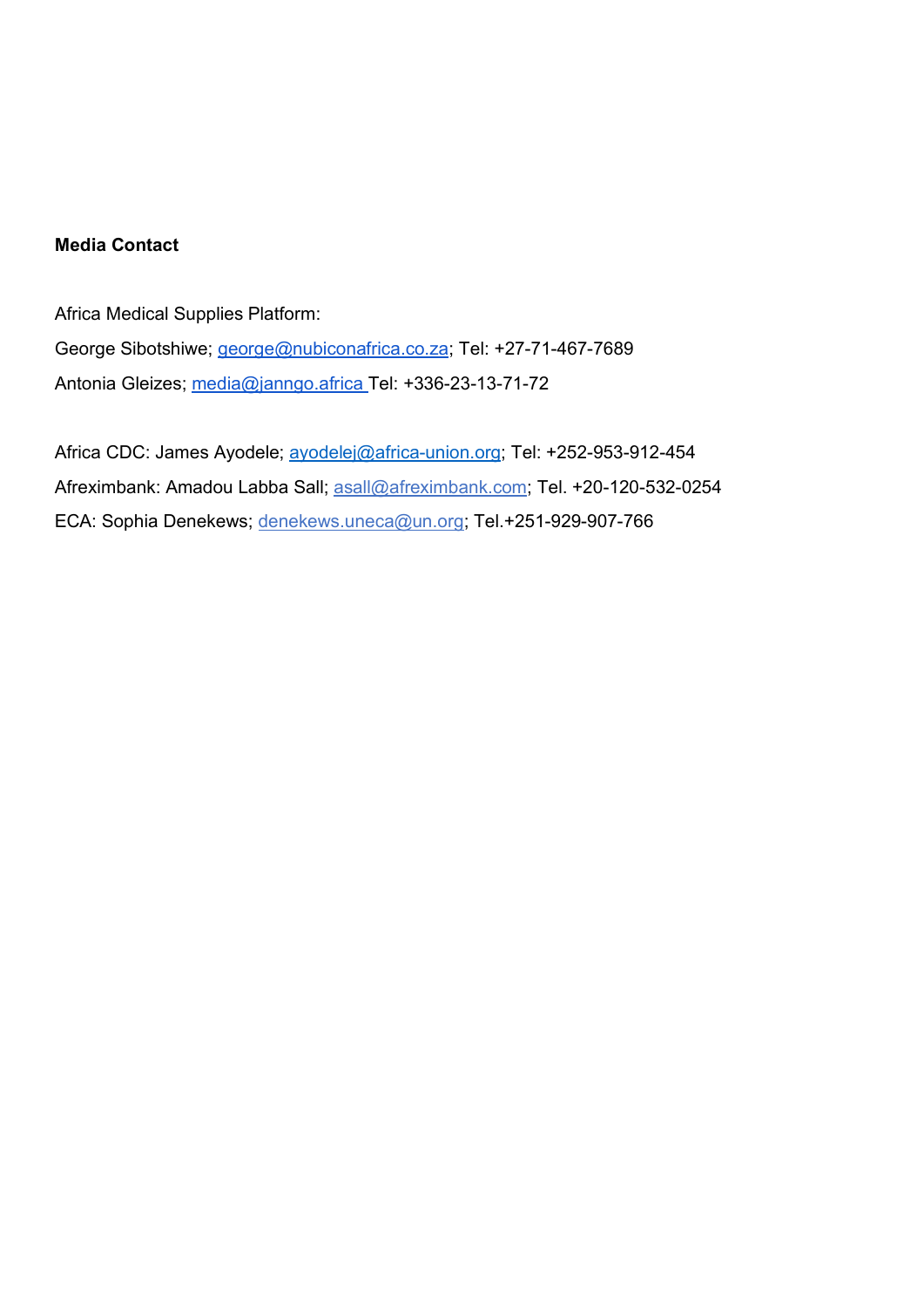**Media Contact**

Africa Medical Supplies Platform:

George Sibotshiwe; george@nubiconafrica.co.za; Tel: +27-71-467-7689

Antonia Gleizes; media@janngo.africa Tel: +336-23-13-71-72

Africa CDC: James Ayodele; ayodelej@africa-union.org; Tel: +252-953-912-454

Afreximbank: Amadou Labba Sall; asall@afreximbank.com; Tel. +20-120-532-0254

ECA: Sophia Denekews; denekews.uneca@un.org; Tel.+251-929-907-766